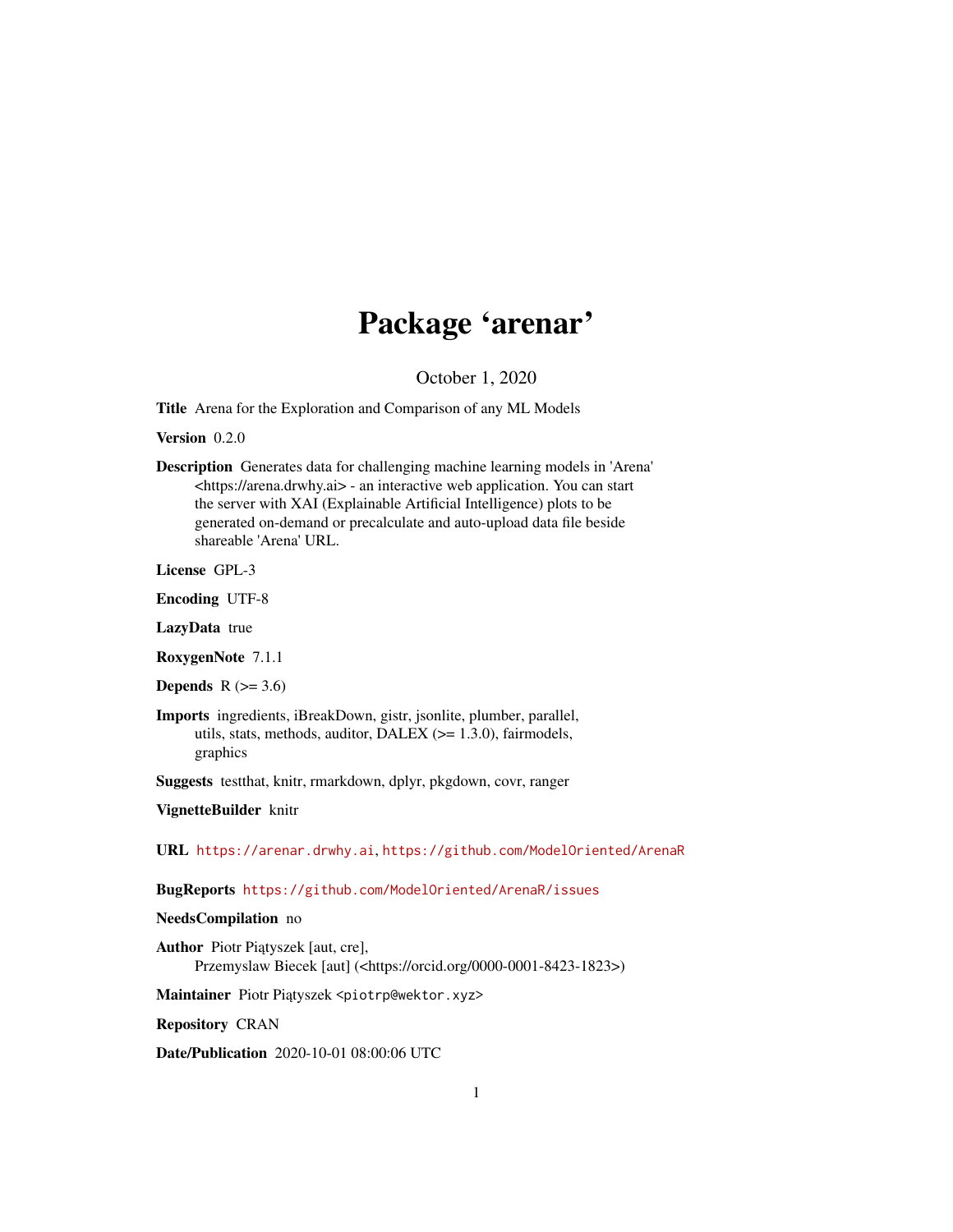# Package 'arenar'

October 1, 2020

**Title** Arena for the Exploration and Comparison of any ML Models

**Version** 0.2.0

**Description** Generates data for challenging machine learning models in 'Arena' <https://arena.drwhy.ai> - an interactive web application. You can start the server with XAI (Explainable Artificial Intelligence) plots to be generated on-demand or precalculate and auto-upload data file beside shareable 'Arena' URL.

**License** GPL-3

**Encoding** UTF-8

**LazyData** true

**RoxygenNote** 7.1.1

**Depends** R (>= 3.6)

**Imports** ingredients, iBreakDown, gistr, jsonlite, plumber, parallel, utils, stats, methods, auditor, DALEX (>= 1.3.0), fairmodels, graphics

**Suggests** testthat, knitr, rmarkdown, dplyr, pkgdown, covr, ranger

**VignetteBuilder** knitr

**URL** https://arenar.drwhy.ai, https://github.com/ModelOriented/ArenaR

**BugReports** https://github.com/ModelOriented/ArenaR/issues

**NeedsCompilation** no

**Author** Piotr Piątyszek [aut, cre],
Przemyslaw Biecek [aut] (<https://orcid.org/0000-0001-8423-1823>)

**Maintainer** Piotr Piątyszek <piotrp@wektor.xyz>

**Repository** CRAN

**Date/Publication** 2020-10-01 08:00:06 UTC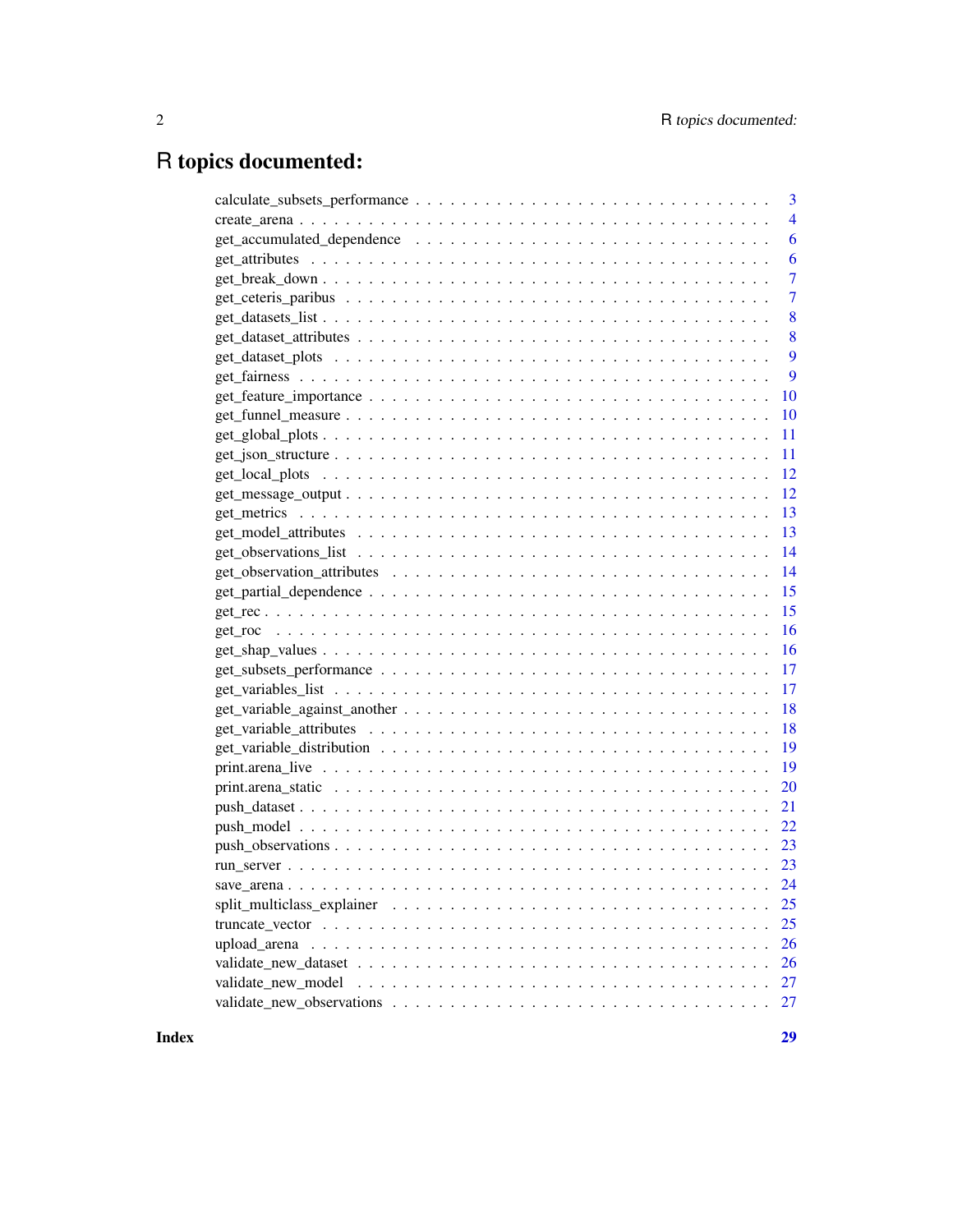# R topics documented:

| | |
|---|---|
| calculate_subsets_performance | 3 |
| create_arena | 4 |
| get_accumulated_dependence | 6 |
| get_attributes | 6 |
| get_break_down | 7 |
| get_ceteris_paribus | 7 |
| get_datasets_list | 8 |
| get_dataset_attributes | 8 |
| get_dataset_plots | 9 |
| get_fairness | 9 |
| get_feature_importance | 10 |
| get_funnel_measure | 10 |
| get_global_plots | 11 |
| get_json_structure | 11 |
| get_local_plots | 12 |
| get_message_output | 12 |
| get_metrics | 13 |
| get_model_attributes | 13 |
| get_observations_list | 14 |
| get_observation_attributes | 14 |
| get_partial_dependence | 15 |
| get_rec | 15 |
| get_roc | 16 |
| get_shap_values | 16 |
| get_subsets_performance | 17 |
| get_variables_list | 17 |
| get_variable_against_another | 18 |
| get_variable_attributes | 18 |
| get_variable_distribution | 19 |
| print.arena_live | 19 |
| print.arena_static | 20 |
| push_dataset | 21 |
| push_model | 22 |
| push_observations | 23 |
| run_server | 23 |
| save_arena | 24 |
| split_multiclass_explainer | 25 |
| truncate_vector | 25 |
| upload_arena | 26 |
| validate_new_dataset | 26 |
| validate_new_model | 27 |
| validate_new_observations | 27 |

**Index** **29**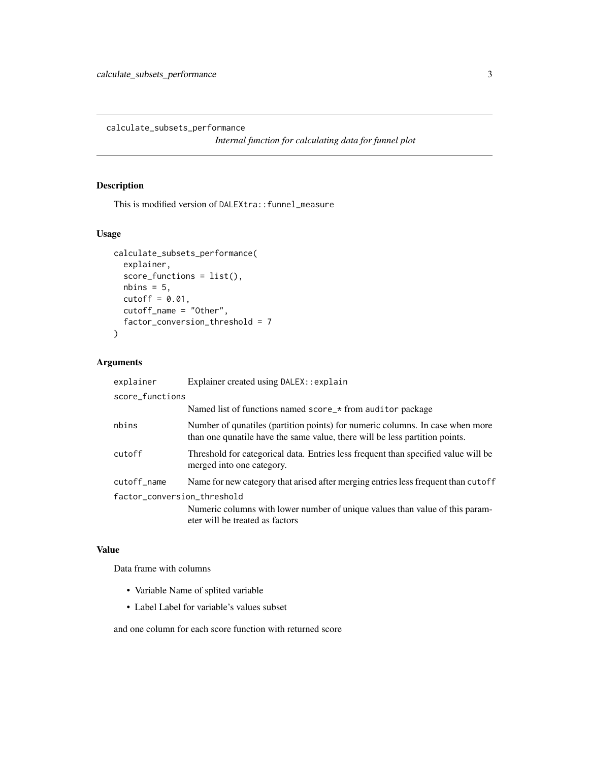# calculate_subsets_performance

*Internal function for calculating data for funnel plot*

## Description

This is modified version of DALEXtra::funnel_measure

## Usage

```
calculate_subsets_performance(
  explainer,
  score_functions = list(),
  nbins = 5,
  cutoff = 0.01,
  cutoff_name = "Other",
  factor_conversion_threshold = 7
)
```

## Arguments

| | |
|---|---|
| explainer | Explainer created using DALEX::explain |
| score_functions | Named list of functions named score_* from auditor package |
| nbins | Number of qunatiles (partition points) for numeric columns. In case when more than one qunatile have the same value, there will be less partition points. |
| cutoff | Threshold for categorical data. Entries less frequent than specified value will be merged into one category. |
| cutoff_name | Name for new category that arised after merging entries less frequent than cutoff |
| factor_conversion_threshold | Numeric columns with lower number of unique values than value of this parameter will be treated as factors |

## Value

Data frame with columns

- Variable Name of splited variable
- Label Label for variable's values subset

and one column for each score function with returned score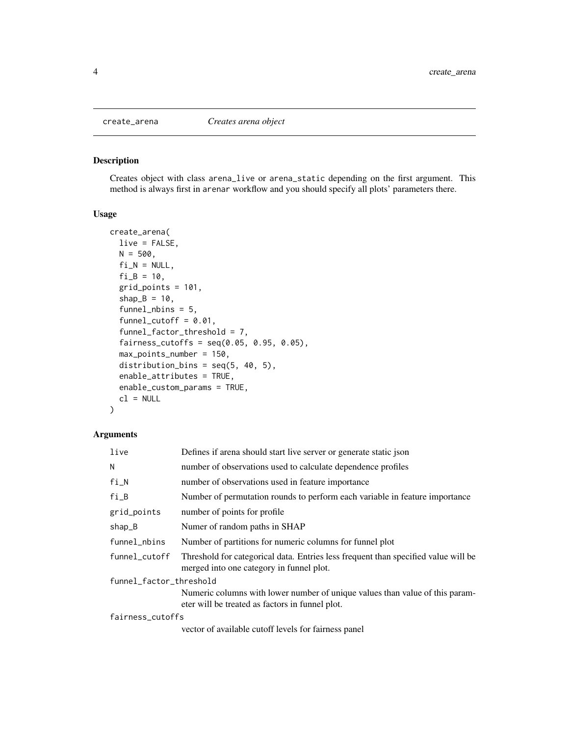## create_arena *Creates arena object*

### Description

Creates object with class `arena_live` or `arena_static` depending on the first argument. This method is always first in `arenar` workflow and you should specify all plots' parameters there.

### Usage

```
create_arena(
  live = FALSE,
  N = 500,
  fi_N = NULL,
  fi_B = 10,
  grid_points = 101,
  shap_B = 10,
  funnel_nbins = 5,
  funnel_cutoff = 0.01,
  funnel_factor_threshold = 7,
  fairness_cutoffs = seq(0.05, 0.95, 0.05),
  max_points_number = 150,
  distribution_bins = seq(5, 40, 5),
  enable_attributes = TRUE,
  enable_custom_params = TRUE,
  cl = NULL
)
```

### Arguments

| Argument | Description |
|---|---|
| `live` | Defines if arena should start live server or generate static json |
| `N` | number of observations used to calculate dependence profiles |
| `fi_N` | number of observations used in feature importance |
| `fi_B` | Number of permutation rounds to perform each variable in feature importance |
| `grid_points` | number of points for profile |
| `shap_B` | Numer of random paths in SHAP |
| `funnel_nbins` | Number of partitions for numeric columns for funnel plot |
| `funnel_cutoff` | Threshold for categorical data. Entries less frequent than specified value will be merged into one category in funnel plot. |
| `funnel_factor_threshold` | Numeric columns with lower number of unique values than value of this parameter will be treated as factors in funnel plot. |
| `fairness_cutoffs` | vector of available cutoff levels for fairness panel |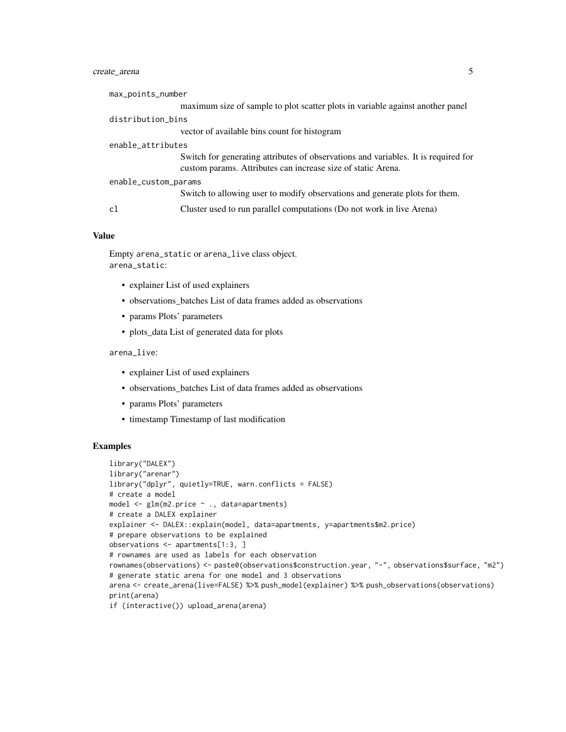max_points_number
: maximum size of sample to plot scatter plots in variable against another panel

distribution_bins
: vector of available bins count for histogram

enable_attributes
: Switch for generating attributes of observations and variables. It is required for custom params. Attributes can increase size of static Arena.

enable_custom_params
: Switch to allowing user to modify observations and generate plots for them.

cl
: Cluster used to run parallel computations (Do not work in live Arena)

## Value

Empty `arena_static` or `arena_live` class object.
`arena_static`:

- explainer List of used explainers
- observations_batches List of data frames added as observations
- params Plots' parameters
- plots_data List of generated data for plots

`arena_live`:

- explainer List of used explainers
- observations_batches List of data frames added as observations
- params Plots' parameters
- timestamp Timestamp of last modification

## Examples

```
library("DALEX")
library("arenar")
library("dplyr", quietly=TRUE, warn.conflicts = FALSE)
# create a model
model <- glm(m2.price ~ ., data=apartments)
# create a DALEX explainer
explainer <- DALEX::explain(model, data=apartments, y=apartments$m2.price)
# prepare observations to be explained
observations <- apartments[1:3, ]
# rownames are used as labels for each observation
rownames(observations) <- paste0(observations$construction.year, "-", observations$surface, "m2")
# generate static arena for one model and 3 observations
arena <- create_arena(live=FALSE) %>% push_model(explainer) %>% push_observations(observations)
print(arena)
if (interactive()) upload_arena(arena)
```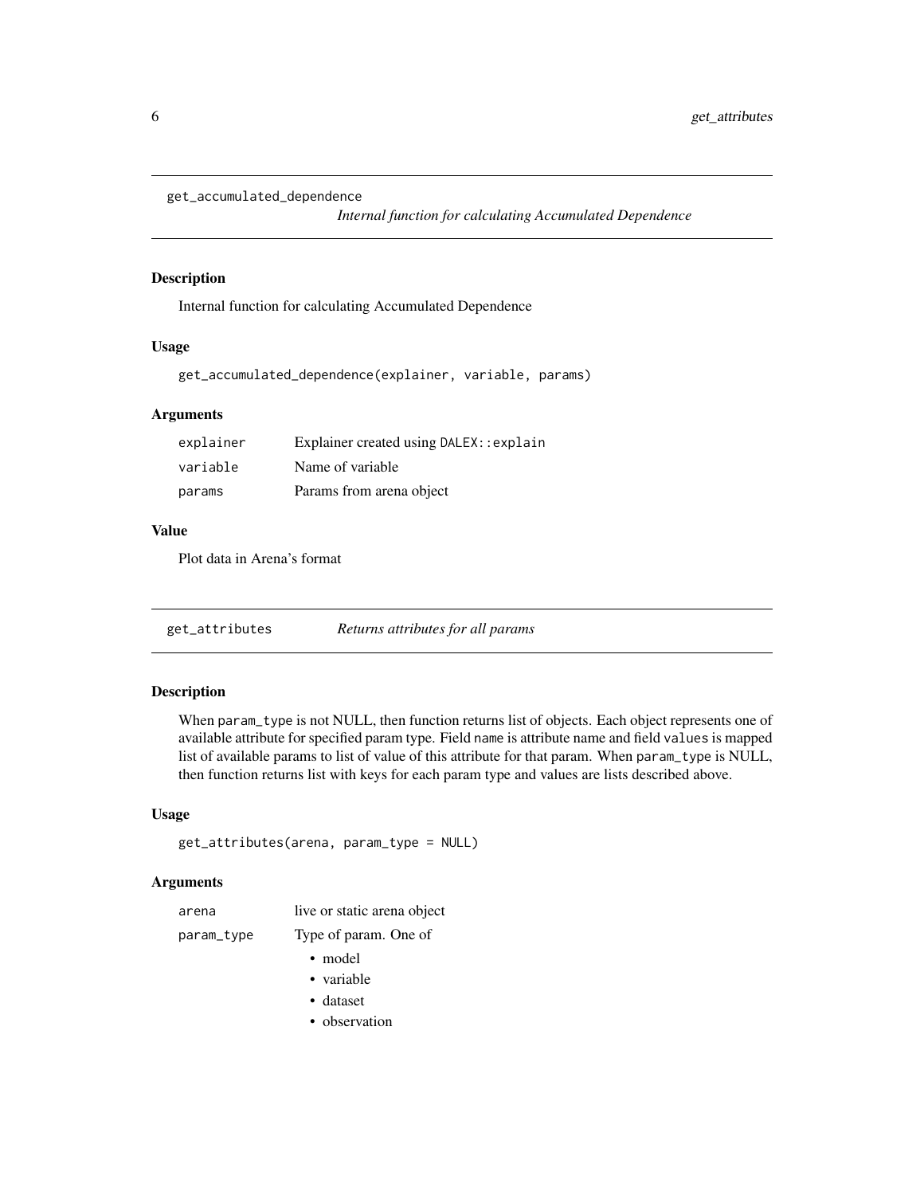## get_accumulated_dependence

*Internal function for calculating Accumulated Dependence*

### Description

Internal function for calculating Accumulated Dependence

### Usage

```
get_accumulated_dependence(explainer, variable, params)
```

### Arguments

| | |
|---|---|
| `explainer` | Explainer created using `DALEX::explain` |
| `variable` | Name of variable |
| `params` | Params from arena object |

### Value

Plot data in Arena's format

## get_attributes

*Returns attributes for all params*

### Description

When `param_type` is not NULL, then function returns list of objects. Each object represents one of available attribute for specified param type. Field `name` is attribute name and field `values` is mapped list of available params to list of value of this attribute for that param. When `param_type` is NULL, then function returns list with keys for each param type and values are lists described above.

### Usage

```
get_attributes(arena, param_type = NULL)
```

### Arguments

`arena` — live or static arena object

`param_type` — Type of param. One of

- model
- variable
- dataset
- observation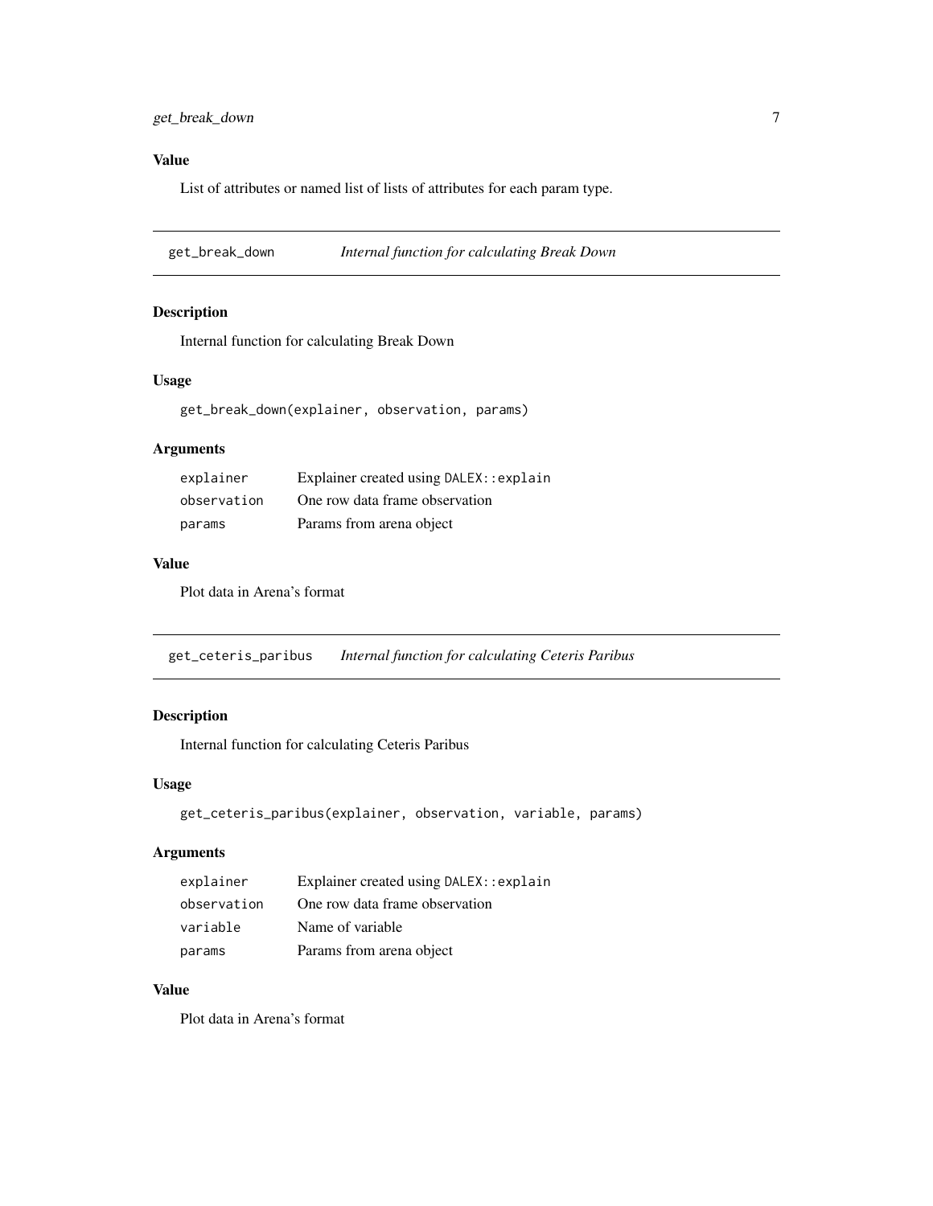### Value

List of attributes or named list of lists of attributes for each param type.

---

## get_break_down *Internal function for calculating Break Down*

### Description

Internal function for calculating Break Down

### Usage

```
get_break_down(explainer, observation, params)
```

### Arguments

| | |
|---|---|
| explainer | Explainer created using DALEX::explain |
| observation | One row data frame observation |
| params | Params from arena object |

### Value

Plot data in Arena's format

---

## get_ceteris_paribus *Internal function for calculating Ceteris Paribus*

### Description

Internal function for calculating Ceteris Paribus

### Usage

```
get_ceteris_paribus(explainer, observation, variable, params)
```

### Arguments

| | |
|---|---|
| explainer | Explainer created using DALEX::explain |
| observation | One row data frame observation |
| variable | Name of variable |
| params | Params from arena object |

### Value

Plot data in Arena's format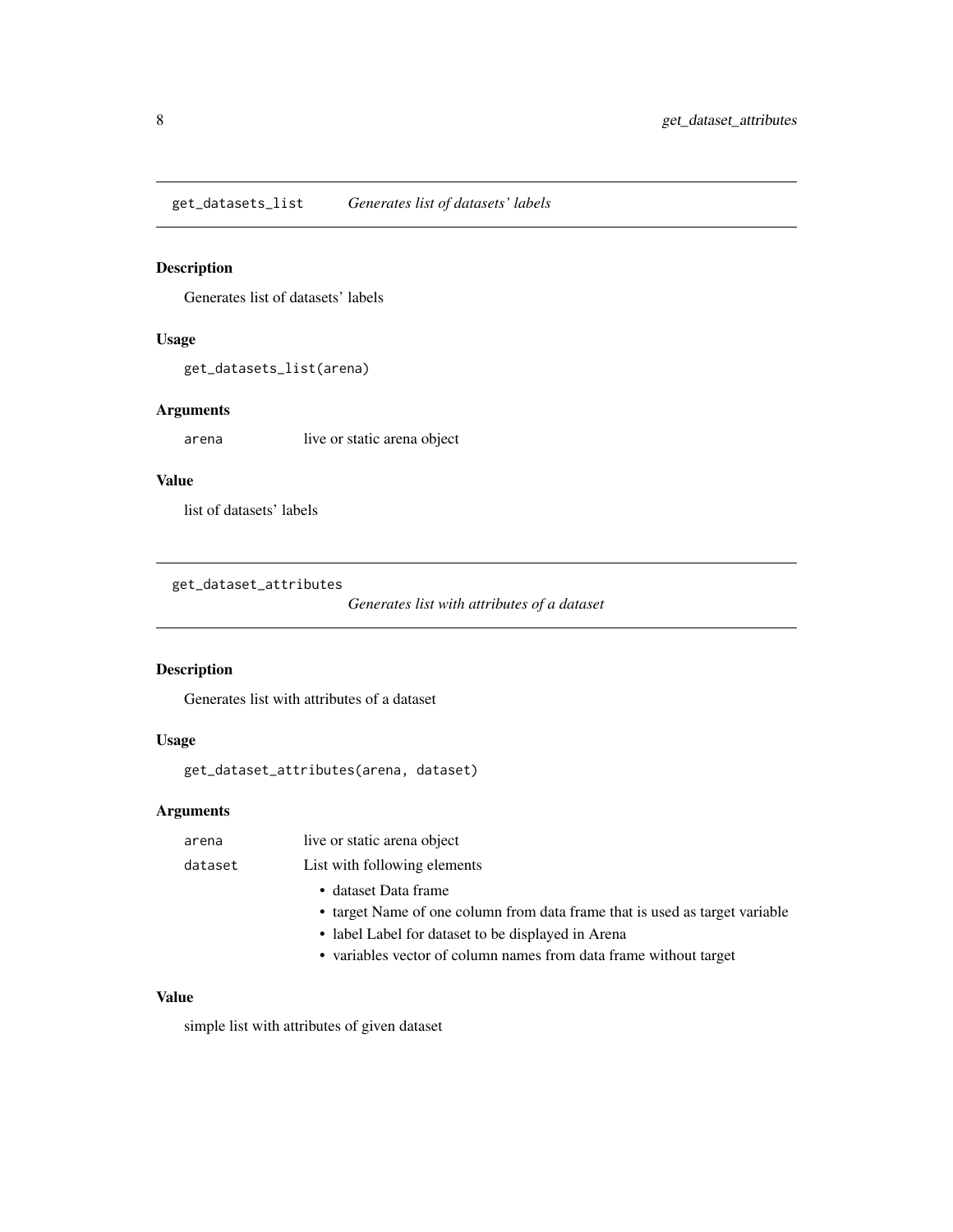## get_datasets_list *Generates list of datasets' labels*

### Description

Generates list of datasets' labels

### Usage

```
get_datasets_list(arena)
```

### Arguments

| | |
|---|---|
| arena | live or static arena object |

### Value

list of datasets' labels

## get_dataset_attributes *Generates list with attributes of a dataset*

### Description

Generates list with attributes of a dataset

### Usage

```
get_dataset_attributes(arena, dataset)
```

### Arguments

| | |
|---|---|
| arena | live or static arena object |
| dataset | List with following elements<br>• dataset Data frame<br>• target Name of one column from data frame that is used as target variable<br>• label Label for dataset to be displayed in Arena<br>• variables vector of column names from data frame without target |

### Value

simple list with attributes of given dataset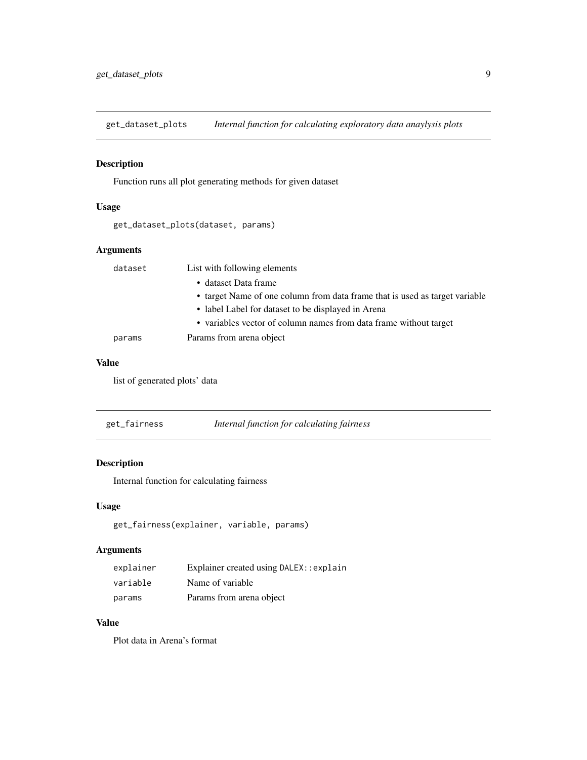## get_dataset_plots — *Internal function for calculating exploratory data anaylysis plots*

### Description

Function runs all plot generating methods for given dataset

### Usage

```
get_dataset_plots(dataset, params)
```

### Arguments

| | |
|---|---|
| `dataset` | List with following elements<br>• dataset Data frame<br>• target Name of one column from data frame that is used as target variable<br>• label Label for dataset to be displayed in Arena<br>• variables vector of column names from data frame without target |
| `params` | Params from arena object |

### Value

list of generated plots' data

## get_fairness — *Internal function for calculating fairness*

### Description

Internal function for calculating fairness

### Usage

```
get_fairness(explainer, variable, params)
```

### Arguments

| | |
|---|---|
| `explainer` | Explainer created using `DALEX::explain` |
| `variable` | Name of variable |
| `params` | Params from arena object |

### Value

Plot data in Arena's format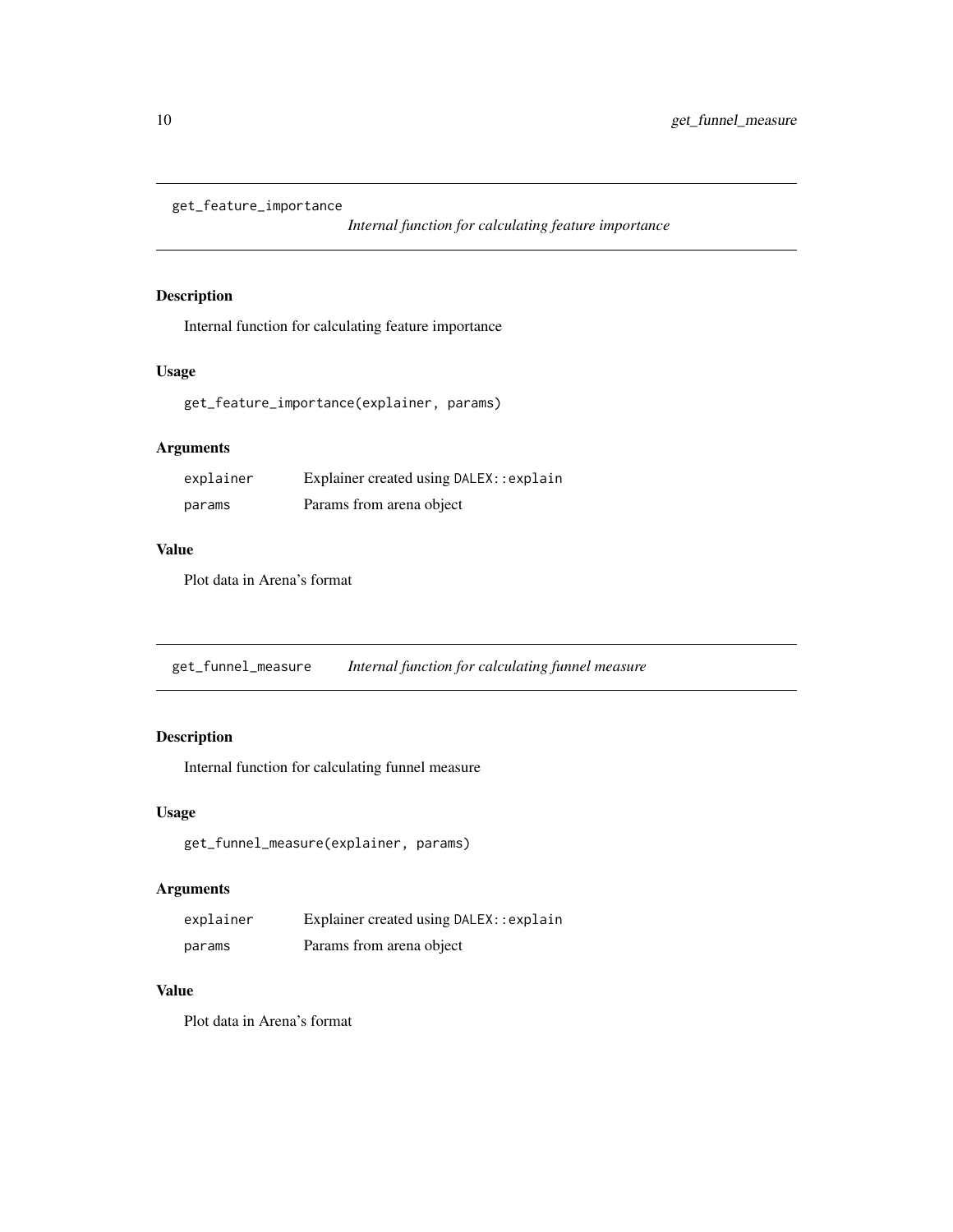## get_feature_importance

*Internal function for calculating feature importance*

### Description

Internal function for calculating feature importance

### Usage

```
get_feature_importance(explainer, params)
```

### Arguments

| | |
|---|---|
| explainer | Explainer created using DALEX::explain |
| params | Params from arena object |

### Value

Plot data in Arena's format

## get_funnel_measure

*Internal function for calculating funnel measure*

### Description

Internal function for calculating funnel measure

### Usage

```
get_funnel_measure(explainer, params)
```

### Arguments

| | |
|---|---|
| explainer | Explainer created using DALEX::explain |
| params | Params from arena object |

### Value

Plot data in Arena's format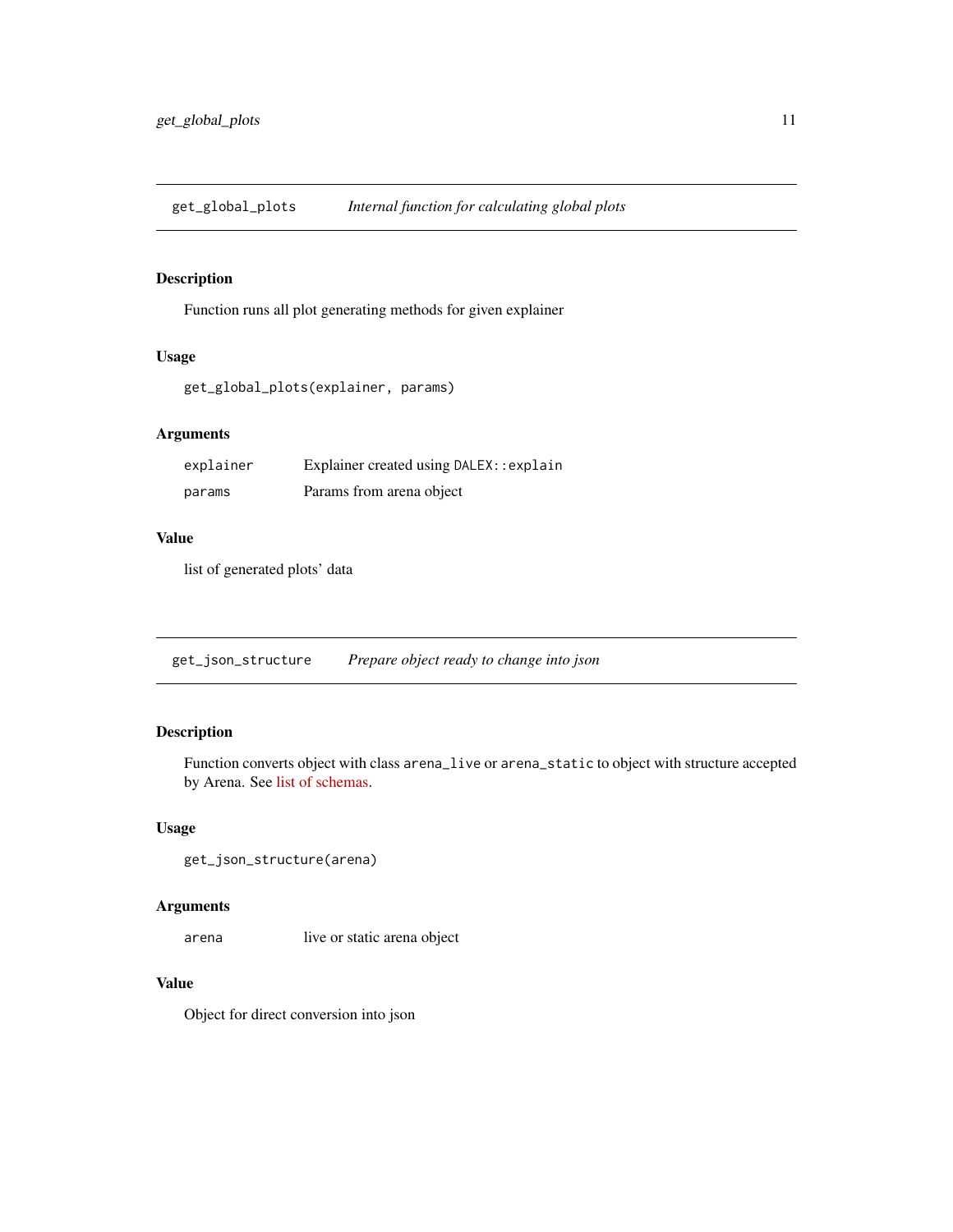## get_global_plots — *Internal function for calculating global plots*

### Description

Function runs all plot generating methods for given explainer

### Usage

```
get_global_plots(explainer, params)
```

### Arguments

| | |
|---|---|
| explainer | Explainer created using `DALEX::explain` |
| params | Params from arena object |

### Value

list of generated plots' data

## get_json_structure — *Prepare object ready to change into json*

### Description

Function converts object with class `arena_live` or `arena_static` to object with structure accepted by Arena. See list of schemas.

### Usage

```
get_json_structure(arena)
```

### Arguments

| | |
|---|---|
| arena | live or static arena object |

### Value

Object for direct conversion into json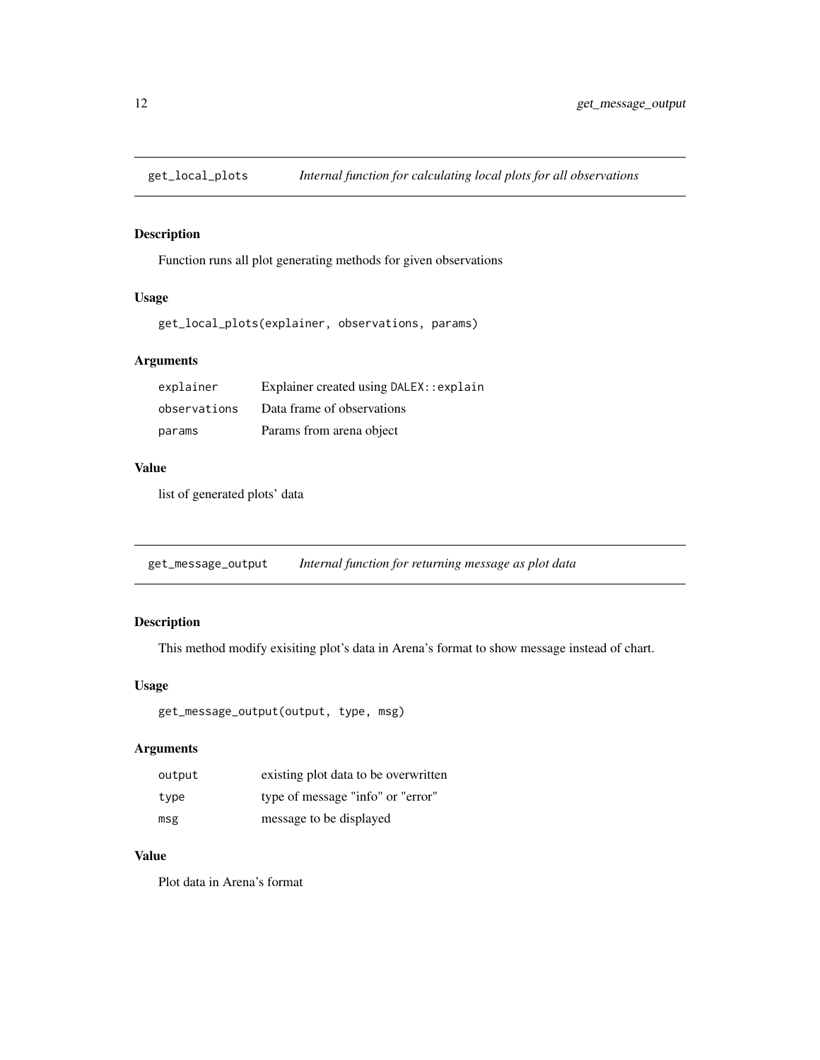## `get_local_plots` *Internal function for calculating local plots for all observations*

### Description

Function runs all plot generating methods for given observations

### Usage

```
get_local_plots(explainer, observations, params)
```

### Arguments

| | |
|---|---|
| `explainer` | Explainer created using `DALEX::explain` |
| `observations` | Data frame of observations |
| `params` | Params from arena object |

### Value

list of generated plots' data

## `get_message_output` *Internal function for returning message as plot data*

### Description

This method modify exisiting plot's data in Arena's format to show message instead of chart.

### Usage

```
get_message_output(output, type, msg)
```

### Arguments

| | |
|---|---|
| `output` | existing plot data to be overwritten |
| `type` | type of message "info" or "error" |
| `msg` | message to be displayed |

### Value

Plot data in Arena's format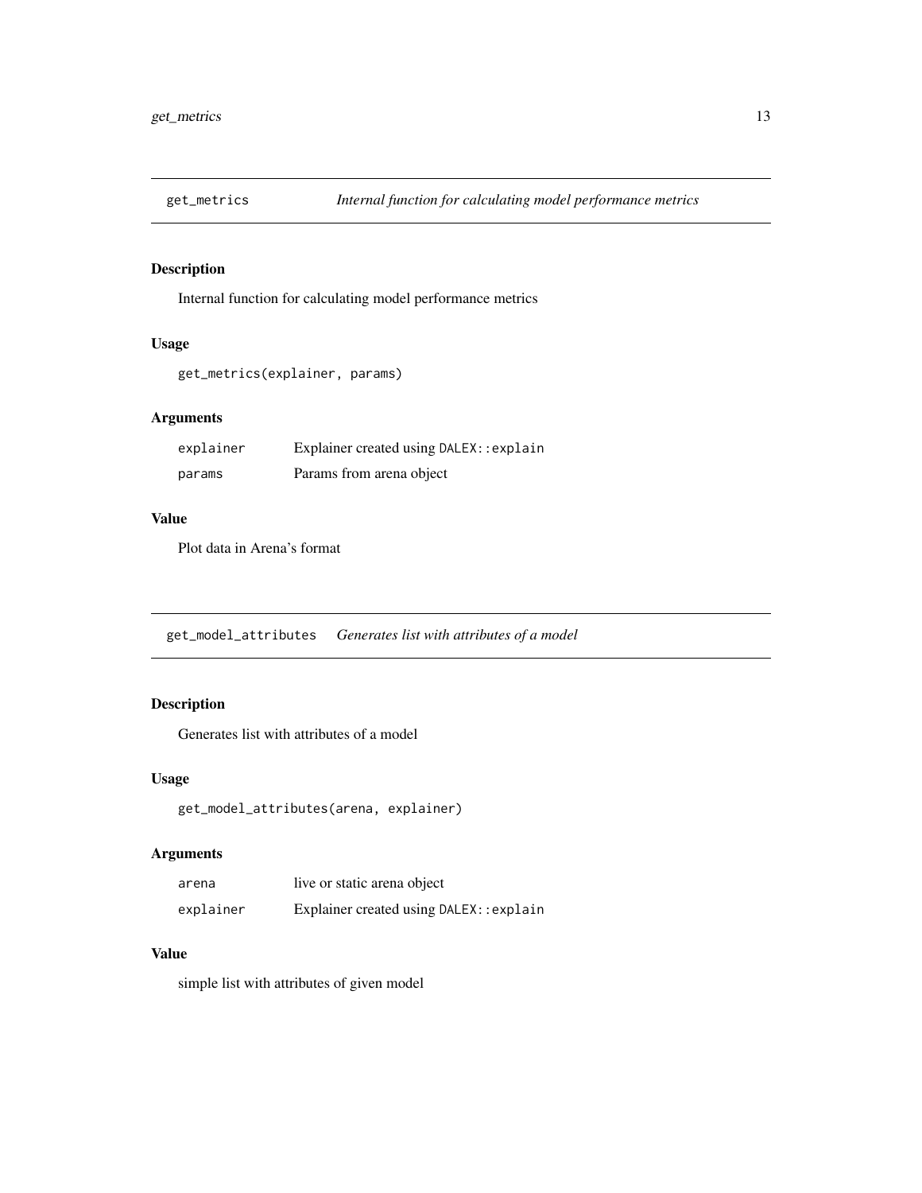## get_metrics *Internal function for calculating model performance metrics*

### Description

Internal function for calculating model performance metrics

### Usage

```
get_metrics(explainer, params)
```

### Arguments

| | |
|---|---|
| explainer | Explainer created using `DALEX::explain` |
| params | Params from arena object |

### Value

Plot data in Arena's format

## get_model_attributes *Generates list with attributes of a model*

### Description

Generates list with attributes of a model

### Usage

```
get_model_attributes(arena, explainer)
```

### Arguments

| | |
|---|---|
| arena | live or static arena object |
| explainer | Explainer created using `DALEX::explain` |

### Value

simple list with attributes of given model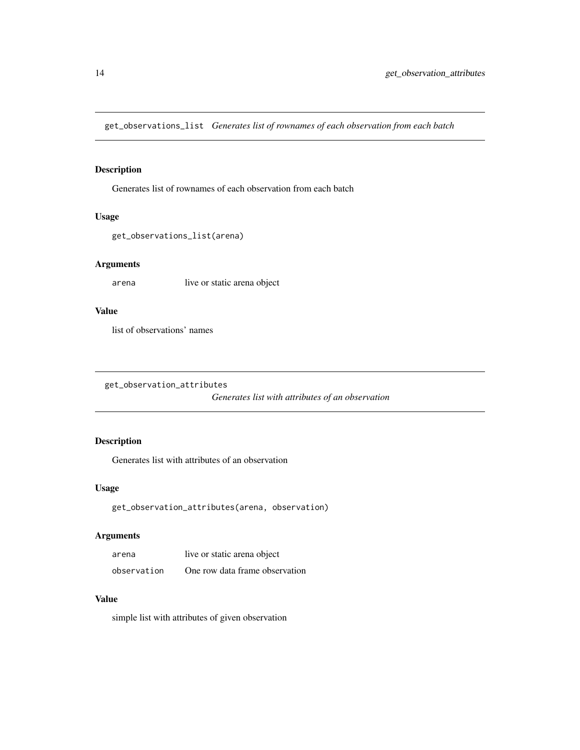## get_observations_list *Generates list of rownames of each observation from each batch*

### Description

Generates list of rownames of each observation from each batch

### Usage

```
get_observations_list(arena)
```

### Arguments

| | |
|---|---|
| `arena` | live or static arena object |

### Value

list of observations' names

## get_observation_attributes *Generates list with attributes of an observation*

### Description

Generates list with attributes of an observation

### Usage

```
get_observation_attributes(arena, observation)
```

### Arguments

| | |
|---|---|
| `arena` | live or static arena object |
| `observation` | One row data frame observation |

### Value

simple list with attributes of given observation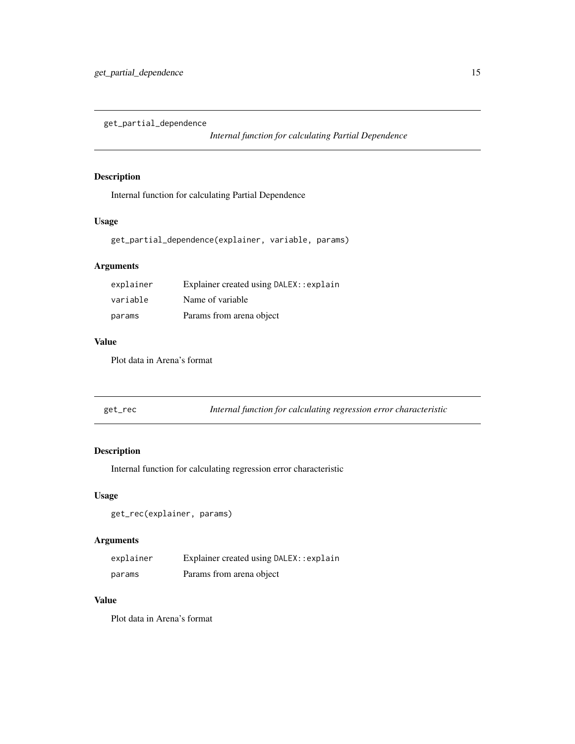## get_partial_dependence

*Internal function for calculating Partial Dependence*

### Description

Internal function for calculating Partial Dependence

### Usage

```
get_partial_dependence(explainer, variable, params)
```

### Arguments

| | |
|---|---|
| explainer | Explainer created using DALEX::explain |
| variable | Name of variable |
| params | Params from arena object |

### Value

Plot data in Arena's format

## get_rec

*Internal function for calculating regression error characteristic*

### Description

Internal function for calculating regression error characteristic

### Usage

```
get_rec(explainer, params)
```

### Arguments

| | |
|---|---|
| explainer | Explainer created using DALEX::explain |
| params | Params from arena object |

### Value

Plot data in Arena's format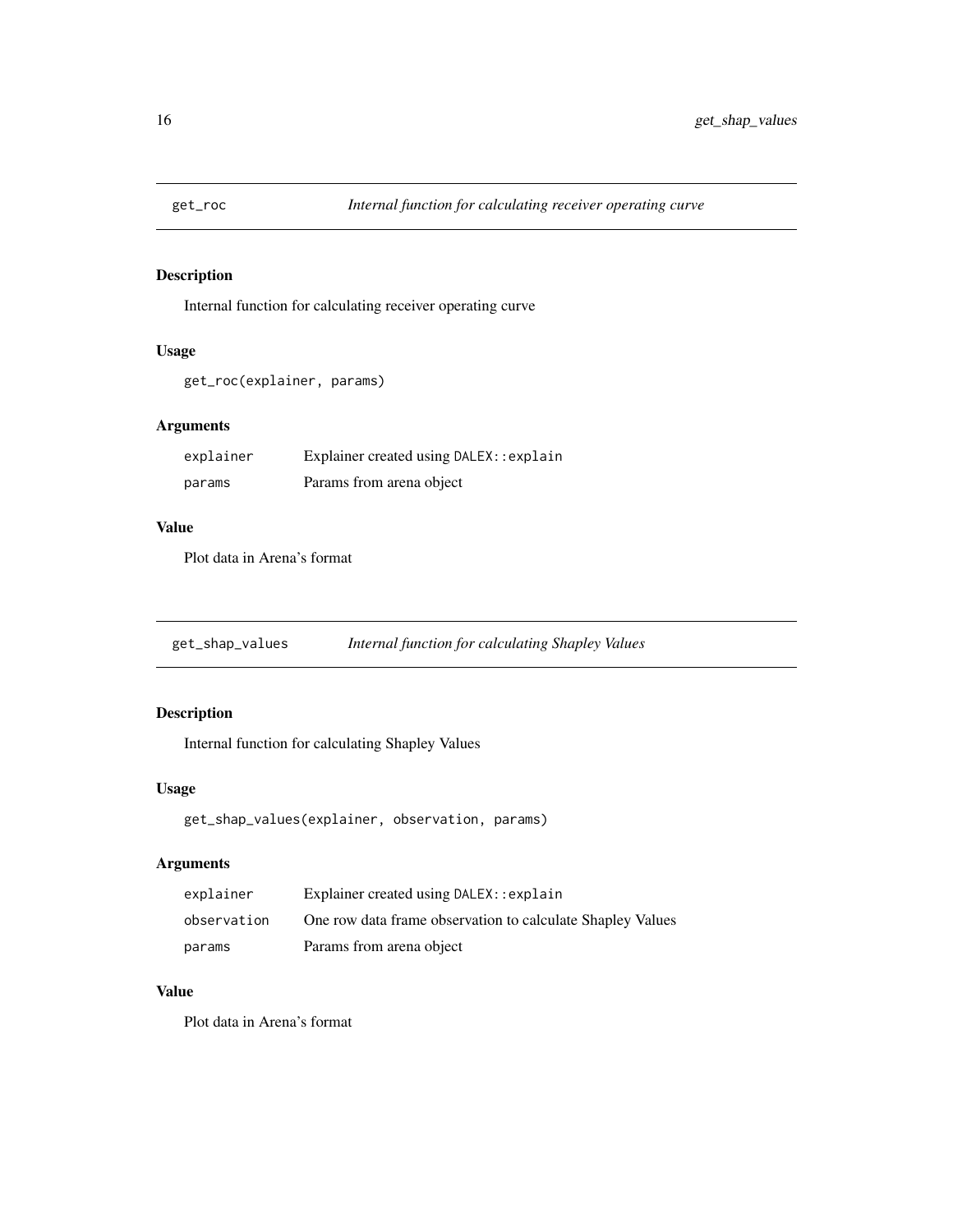## get_roc *Internal function for calculating receiver operating curve*

### Description

Internal function for calculating receiver operating curve

### Usage

```
get_roc(explainer, params)
```

### Arguments

| | |
|---|---|
| explainer | Explainer created using `DALEX::explain` |
| params | Params from arena object |

### Value

Plot data in Arena's format

## get_shap_values *Internal function for calculating Shapley Values*

### Description

Internal function for calculating Shapley Values

### Usage

```
get_shap_values(explainer, observation, params)
```

### Arguments

| | |
|---|---|
| explainer | Explainer created using `DALEX::explain` |
| observation | One row data frame observation to calculate Shapley Values |
| params | Params from arena object |

### Value

Plot data in Arena's format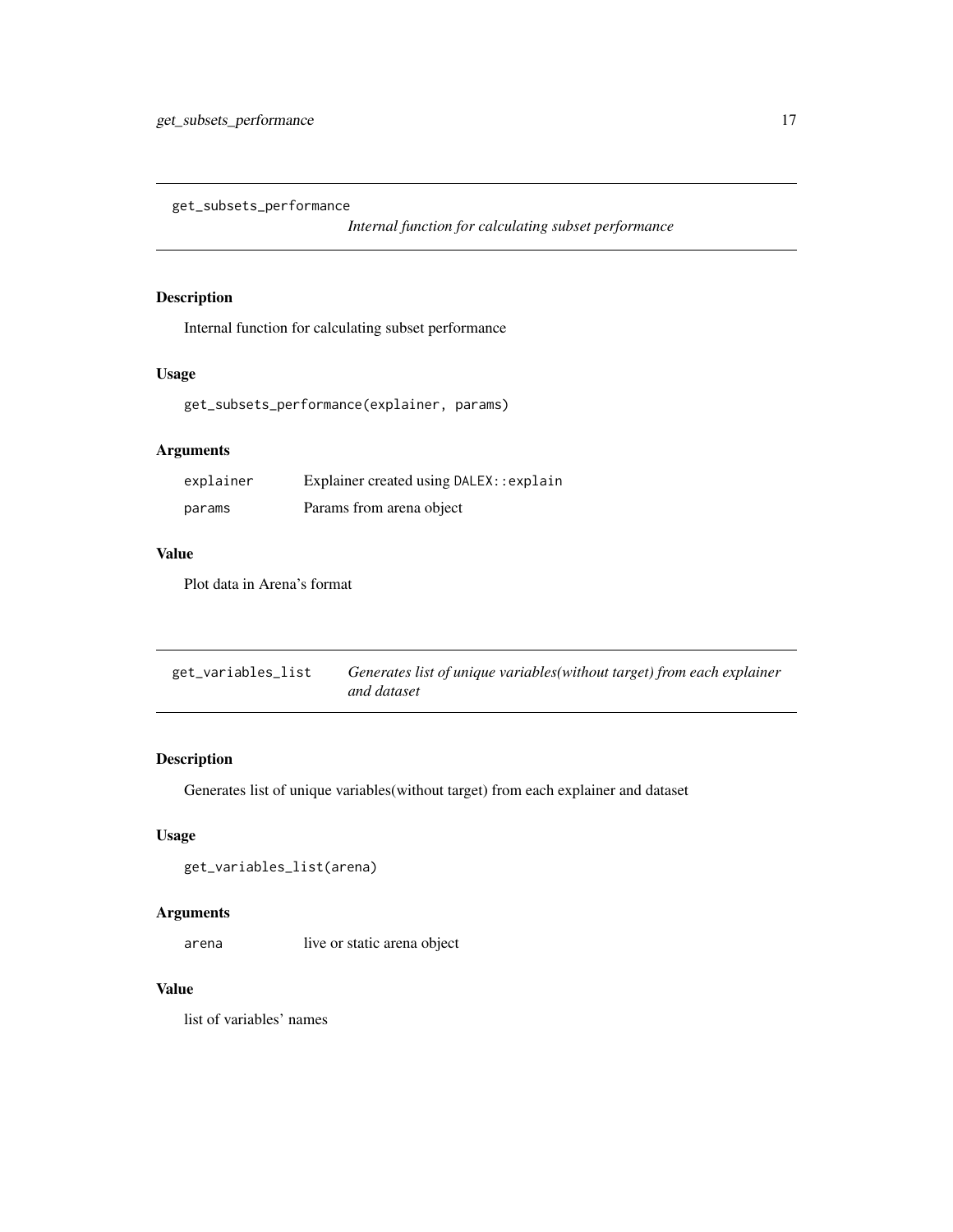## get_subsets_performance

*Internal function for calculating subset performance*

### Description

Internal function for calculating subset performance

### Usage

```
get_subsets_performance(explainer, params)
```

### Arguments

| | |
|---|---|
| explainer | Explainer created using DALEX::explain |
| params | Params from arena object |

### Value

Plot data in Arena's format

## get_variables_list

*Generates list of unique variables(without target) from each explainer and dataset*

### Description

Generates list of unique variables(without target) from each explainer and dataset

### Usage

```
get_variables_list(arena)
```

### Arguments

| | |
|---|---|
| arena | live or static arena object |

### Value

list of variables' names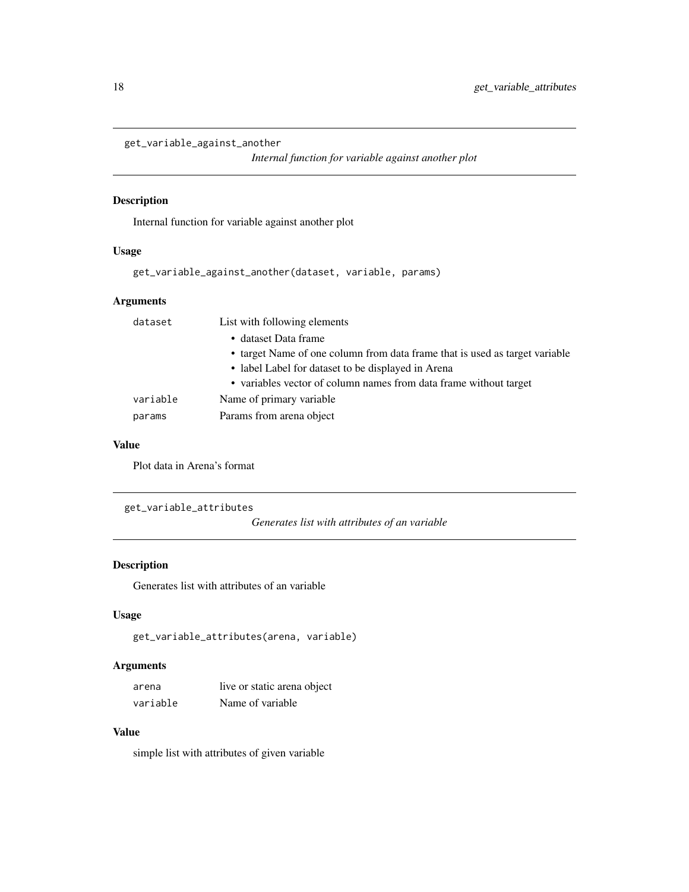## get_variable_against_another

*Internal function for variable against another plot*

### Description

Internal function for variable against another plot

### Usage

```
get_variable_against_another(dataset, variable, params)
```

### Arguments

| | |
|---|---|
| `dataset` | List with following elements<br>• dataset Data frame<br>• target Name of one column from data frame that is used as target variable<br>• label Label for dataset to be displayed in Arena<br>• variables vector of column names from data frame without target |
| `variable` | Name of primary variable |
| `params` | Params from arena object |

### Value

Plot data in Arena's format

## get_variable_attributes

*Generates list with attributes of an variable*

### Description

Generates list with attributes of an variable

### Usage

```
get_variable_attributes(arena, variable)
```

### Arguments

| | |
|---|---|
| `arena` | live or static arena object |
| `variable` | Name of variable |

### Value

simple list with attributes of given variable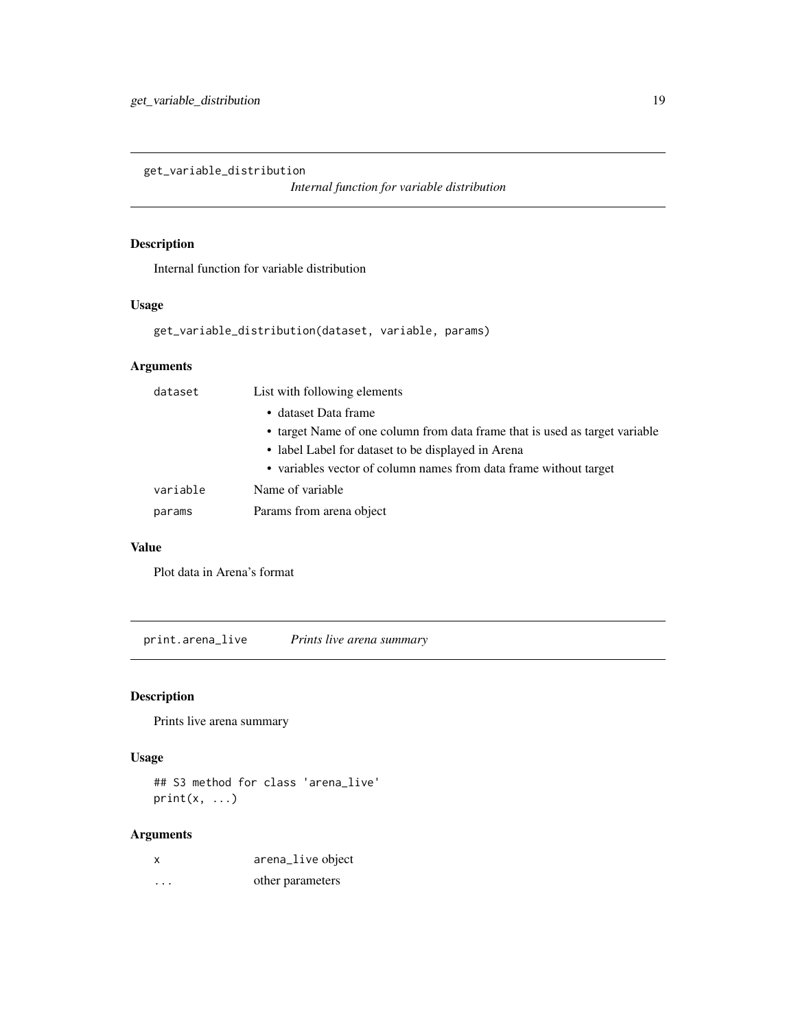## get_variable_distribution

*Internal function for variable distribution*

### Description

Internal function for variable distribution

### Usage

```
get_variable_distribution(dataset, variable, params)
```

### Arguments

| | |
|---|---|
| `dataset` | List with following elements<br>• dataset Data frame<br>• target Name of one column from data frame that is used as target variable<br>• label Label for dataset to be displayed in Arena<br>• variables vector of column names from data frame without target |
| `variable` | Name of variable |
| `params` | Params from arena object |

### Value

Plot data in Arena's format

## print.arena_live

*Prints live arena summary*

### Description

Prints live arena summary

### Usage

```
## S3 method for class 'arena_live'
print(x, ...)
```

### Arguments

| | |
|---|---|
| `x` | `arena_live` object |
| `...` | other parameters |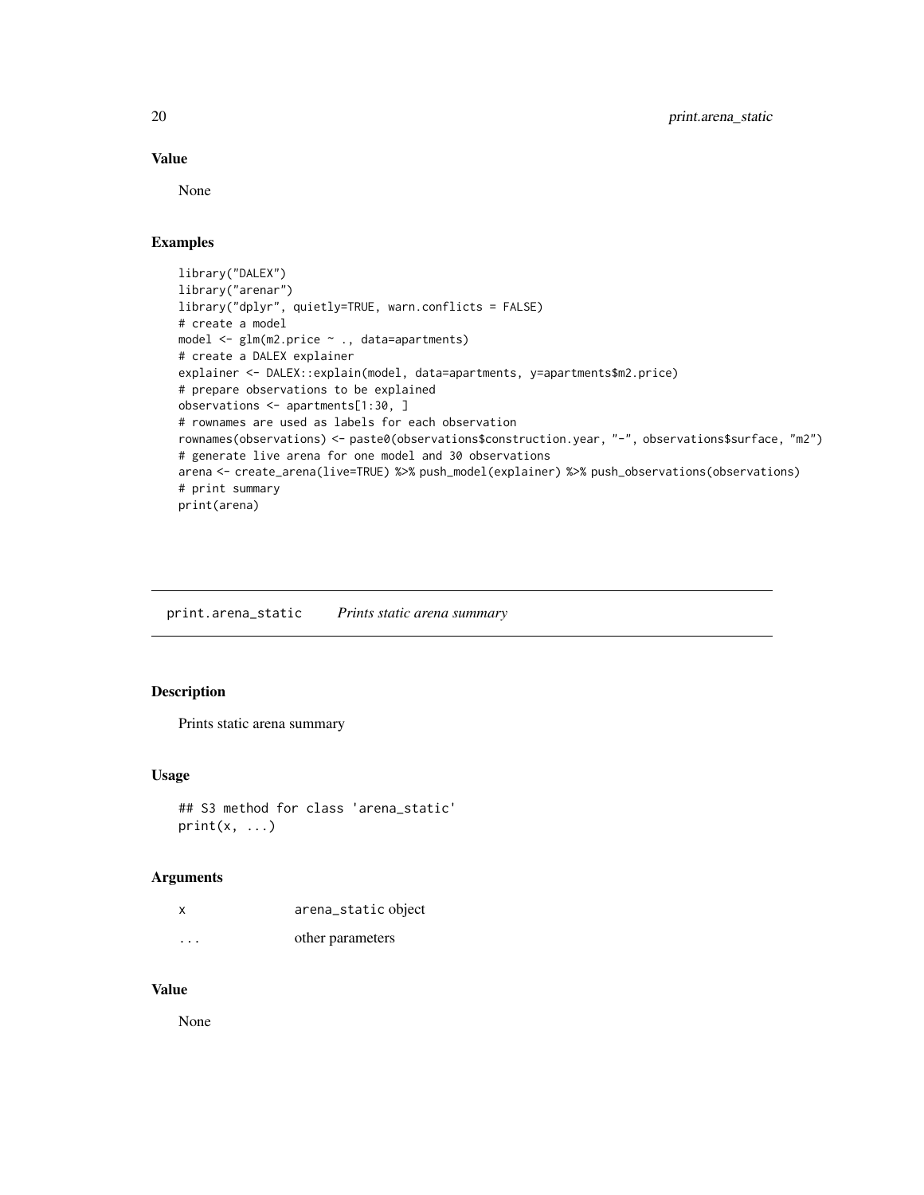### Value

None

### Examples

```
library("DALEX")
library("arenar")
library("dplyr", quietly=TRUE, warn.conflicts = FALSE)
# create a model
model <- glm(m2.price ~ ., data=apartments)
# create a DALEX explainer
explainer <- DALEX::explain(model, data=apartments, y=apartments$m2.price)
# prepare observations to be explained
observations <- apartments[1:30, ]
# rownames are used as labels for each observation
rownames(observations) <- paste0(observations$construction.year, "-", observations$surface, "m2")
# generate live arena for one model and 30 observations
arena <- create_arena(live=TRUE) %>% push_model(explainer) %>% push_observations(observations)
# print summary
print(arena)
```

---

## print.arena_static *Prints static arena summary*

### Description

Prints static arena summary

### Usage

```
## S3 method for class 'arena_static'
print(x, ...)
```

### Arguments

| | |
|---|---|
| x | arena_static object |
| ... | other parameters |

### Value

None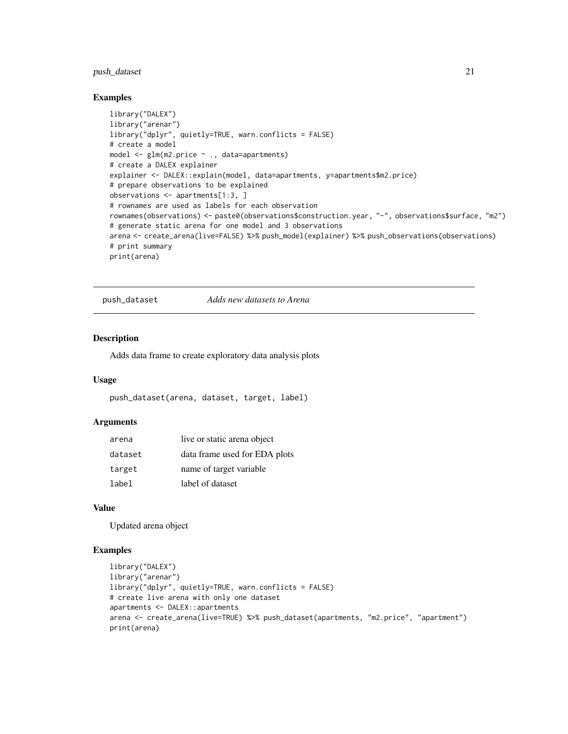### Examples

```
library("DALEX")
library("arenar")
library("dplyr", quietly=TRUE, warn.conflicts = FALSE)
# create a model
model <- glm(m2.price ~ ., data=apartments)
# create a DALEX explainer
explainer <- DALEX::explain(model, data=apartments, y=apartments$m2.price)
# prepare observations to be explained
observations <- apartments[1:3, ]
# rownames are used as labels for each observation
rownames(observations) <- paste0(observations$construction.year, "-", observations$surface, "m2")
# generate static arena for one model and 3 observations
arena <- create_arena(live=FALSE) %>% push_model(explainer) %>% push_observations(observations)
# print summary
print(arena)
```

## push_dataset *Adds new datasets to Arena*

### Description

Adds data frame to create exploratory data analysis plots

### Usage

```
push_dataset(arena, dataset, target, label)
```

### Arguments

| | |
|---|---|
| arena | live or static arena object |
| dataset | data frame used for EDA plots |
| target | name of target variable |
| label | label of dataset |

### Value

Updated arena object

### Examples

```
library("DALEX")
library("arenar")
library("dplyr", quietly=TRUE, warn.conflicts = FALSE)
# create live arena with only one dataset
apartments <- DALEX::apartments
arena <- create_arena(live=TRUE) %>% push_dataset(apartments, "m2.price", "apartment")
print(arena)
```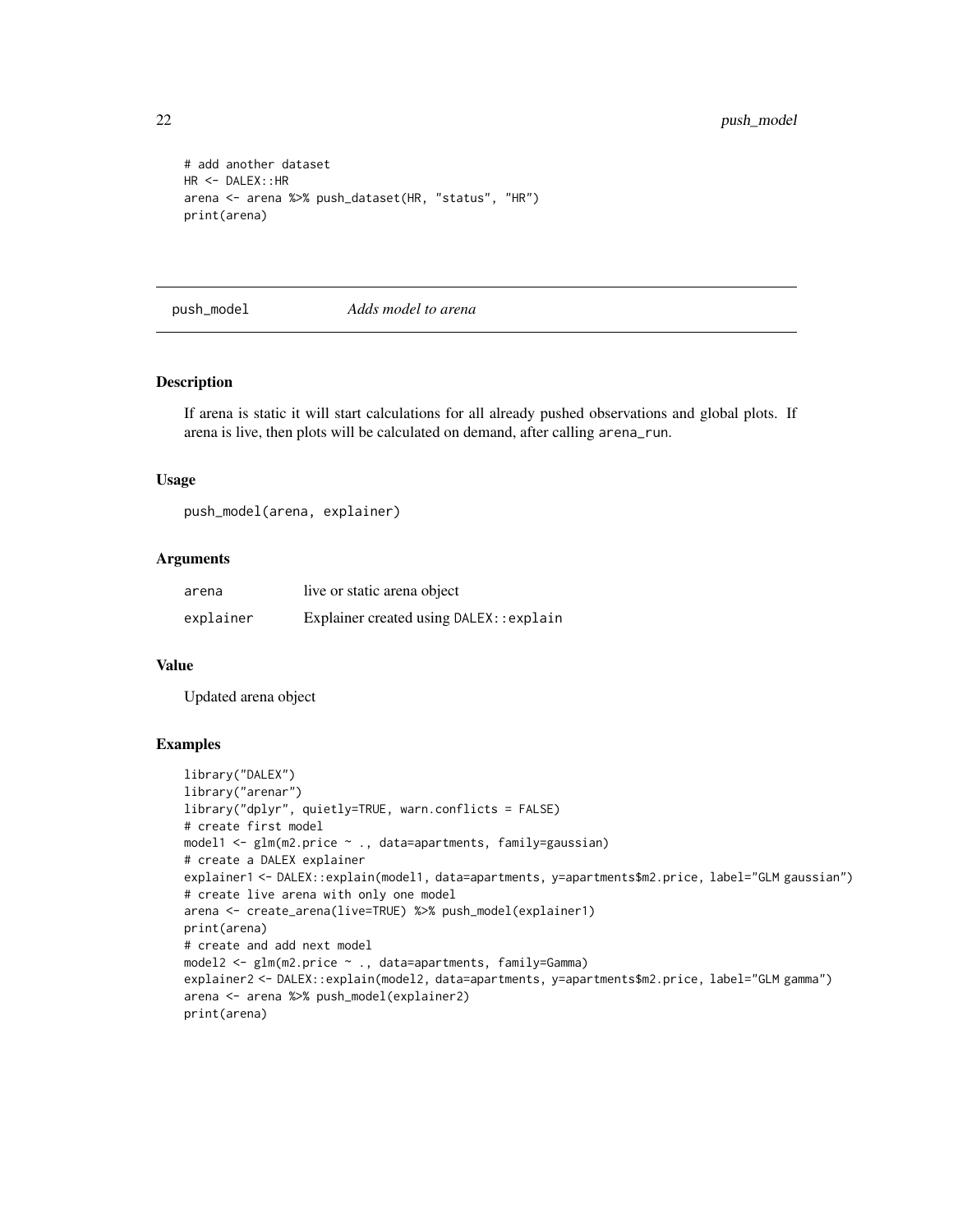```
# add another dataset
HR <- DALEX::HR
arena <- arena %>% push_dataset(HR, "status", "HR")
print(arena)
```

## push_model — *Adds model to arena*

### Description

If arena is static it will start calculations for all already pushed observations and global plots. If arena is live, then plots will be calculated on demand, after calling `arena_run`.

### Usage

```
push_model(arena, explainer)
```

### Arguments

| | |
|---|---|
| `arena` | live or static arena object |
| `explainer` | Explainer created using `DALEX::explain` |

### Value

Updated arena object

### Examples

```
library("DALEX")
library("arenar")
library("dplyr", quietly=TRUE, warn.conflicts = FALSE)
# create first model
model1 <- glm(m2.price ~ ., data=apartments, family=gaussian)
# create a DALEX explainer
explainer1 <- DALEX::explain(model1, data=apartments, y=apartments$m2.price, label="GLM gaussian")
# create live arena with only one model
arena <- create_arena(live=TRUE) %>% push_model(explainer1)
print(arena)
# create and add next model
model2 <- glm(m2.price ~ ., data=apartments, family=Gamma)
explainer2 <- DALEX::explain(model2, data=apartments, y=apartments$m2.price, label="GLM gamma")
arena <- arena %>% push_model(explainer2)
print(arena)
```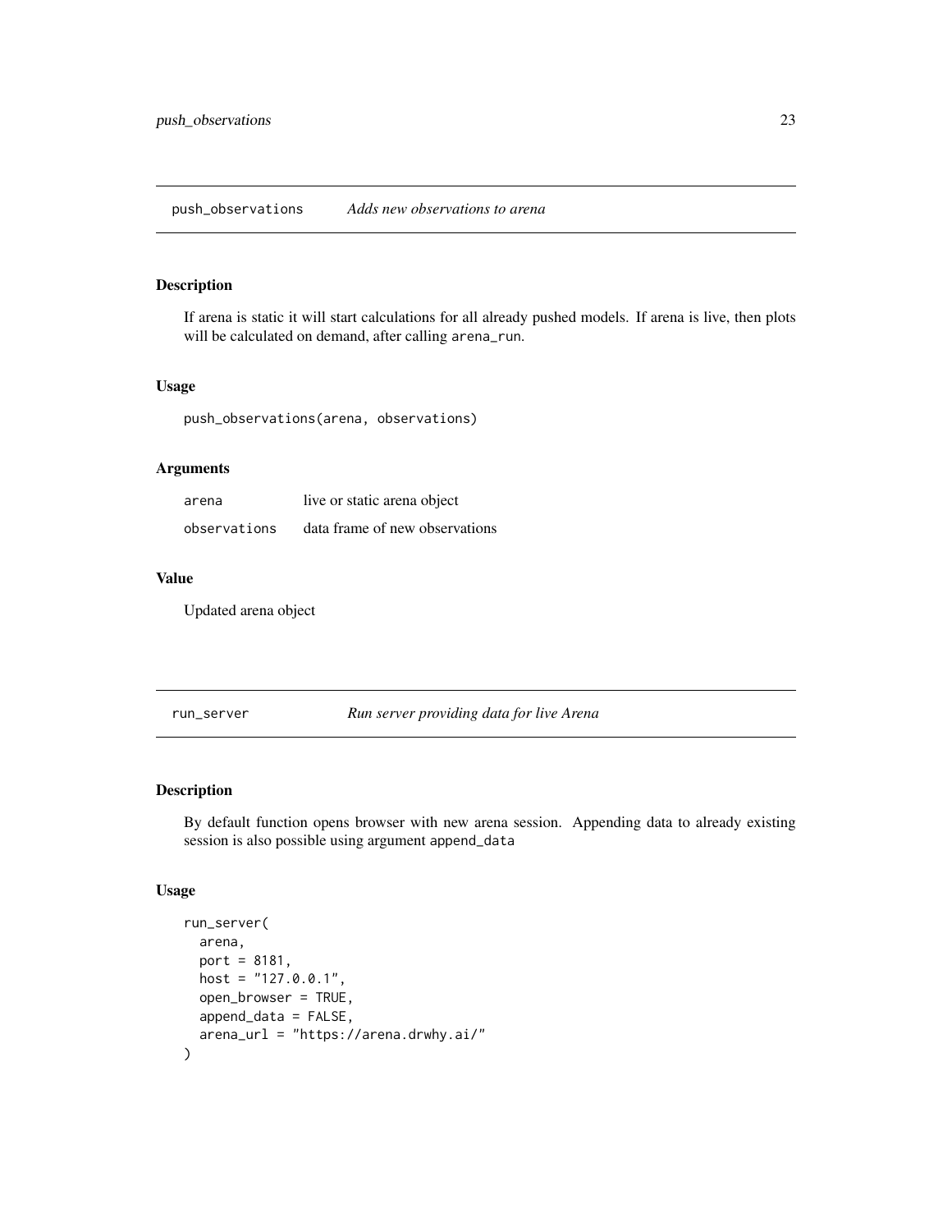## push_observations — *Adds new observations to arena*

### Description

If arena is static it will start calculations for all already pushed models. If arena is live, then plots will be calculated on demand, after calling `arena_run`.

### Usage

```
push_observations(arena, observations)
```

### Arguments

| | |
|---|---|
| `arena` | live or static arena object |
| `observations` | data frame of new observations |

### Value

Updated arena object

## run_server — *Run server providing data for live Arena*

### Description

By default function opens browser with new arena session. Appending data to already existing session is also possible using argument `append_data`

### Usage

```
run_server(
  arena,
  port = 8181,
  host = "127.0.0.1",
  open_browser = TRUE,
  append_data = FALSE,
  arena_url = "https://arena.drwhy.ai/"
)
```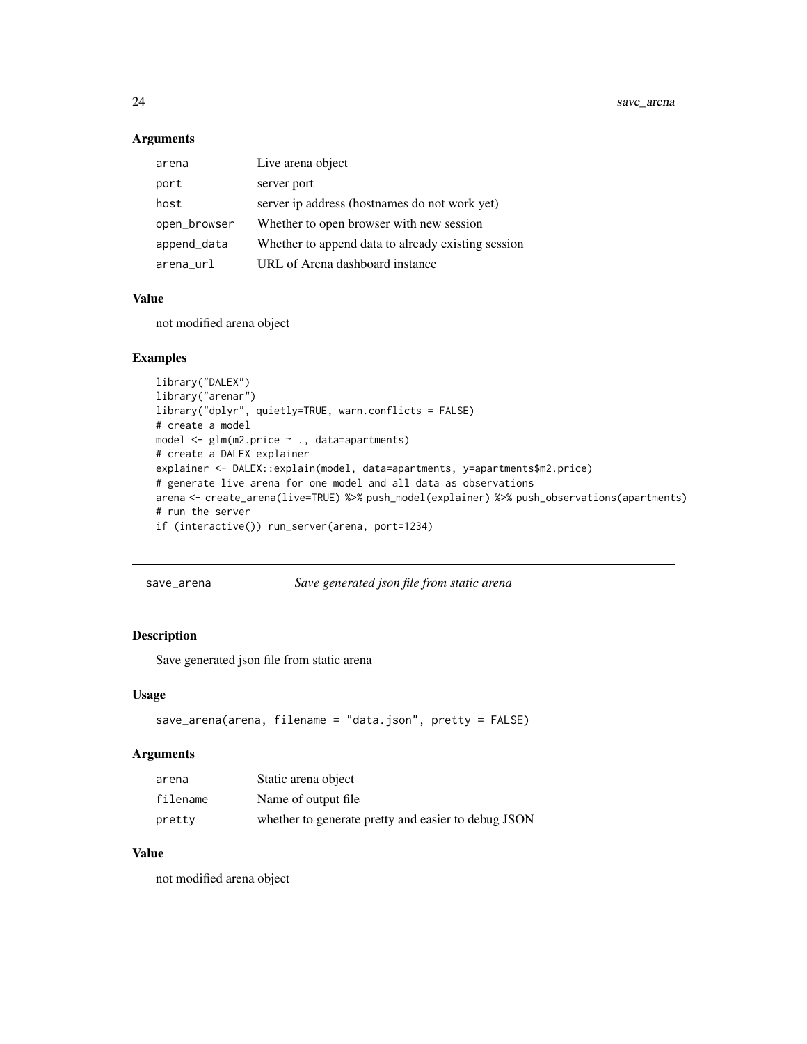### Arguments

| | |
|---|---|
| arena | Live arena object |
| port | server port |
| host | server ip address (hostnames do not work yet) |
| open_browser | Whether to open browser with new session |
| append_data | Whether to append data to already existing session |
| arena_url | URL of Arena dashboard instance |

### Value

not modified arena object

### Examples

```
library("DALEX")
library("arenar")
library("dplyr", quietly=TRUE, warn.conflicts = FALSE)
# create a model
model <- glm(m2.price ~ ., data=apartments)
# create a DALEX explainer
explainer <- DALEX::explain(model, data=apartments, y=apartments$m2.price)
# generate live arena for one model and all data as observations
arena <- create_arena(live=TRUE) %>% push_model(explainer) %>% push_observations(apartments)
# run the server
if (interactive()) run_server(arena, port=1234)
```

---

## save_arena — *Save generated json file from static arena*

### Description

Save generated json file from static arena

### Usage

```
save_arena(arena, filename = "data.json", pretty = FALSE)
```

### Arguments

| | |
|---|---|
| arena | Static arena object |
| filename | Name of output file |
| pretty | whether to generate pretty and easier to debug JSON |

### Value

not modified arena object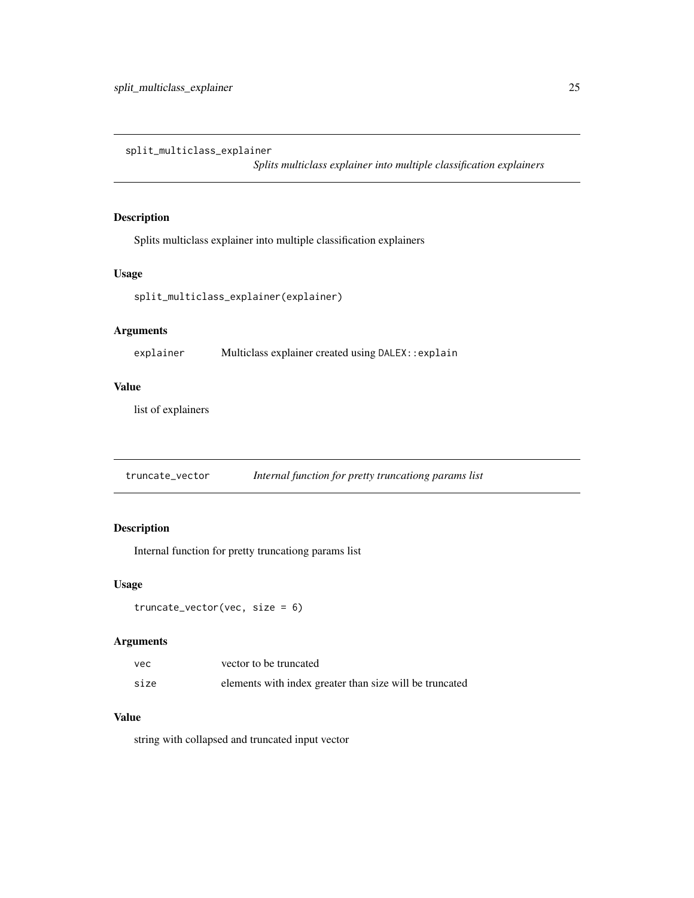## split_multiclass_explainer

*Splits multiclass explainer into multiple classification explainers*

### Description

Splits multiclass explainer into multiple classification explainers

### Usage

```
split_multiclass_explainer(explainer)
```

### Arguments

| | |
|---|---|
| explainer | Multiclass explainer created using DALEX::explain |

### Value

list of explainers

## truncate_vector

*Internal function for pretty truncationg params list*

### Description

Internal function for pretty truncationg params list

### Usage

```
truncate_vector(vec, size = 6)
```

### Arguments

| | |
|---|---|
| vec | vector to be truncated |
| size | elements with index greater than size will be truncated |

### Value

string with collapsed and truncated input vector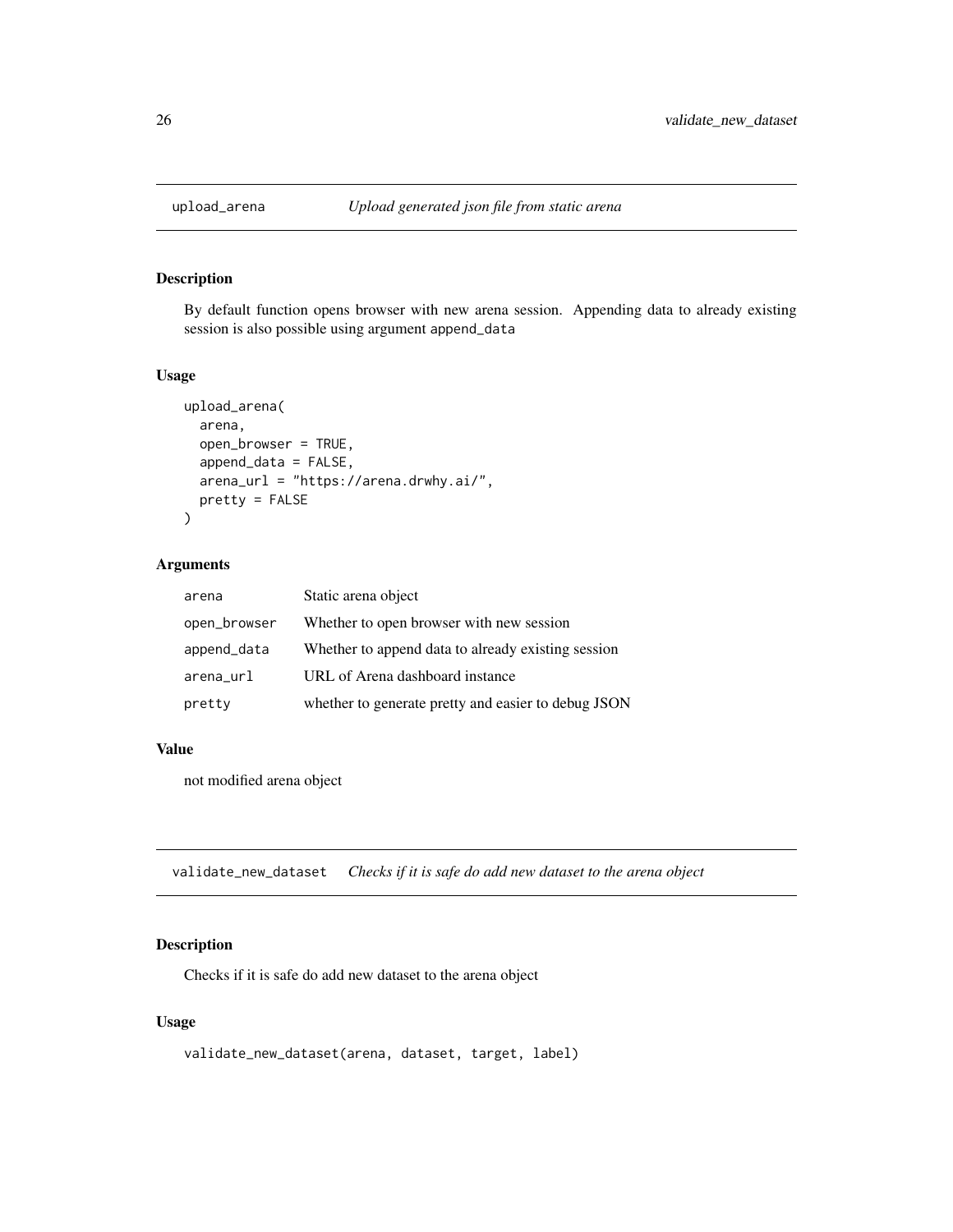## upload_arena — *Upload generated json file from static arena*

### Description

By default function opens browser with new arena session. Appending data to already existing session is also possible using argument `append_data`

### Usage

```
upload_arena(
  arena,
  open_browser = TRUE,
  append_data = FALSE,
  arena_url = "https://arena.drwhy.ai/",
  pretty = FALSE
)
```

### Arguments

| | |
|---|---|
| `arena` | Static arena object |
| `open_browser` | Whether to open browser with new session |
| `append_data` | Whether to append data to already existing session |
| `arena_url` | URL of Arena dashboard instance |
| `pretty` | whether to generate pretty and easier to debug JSON |

### Value

not modified arena object

## validate_new_dataset — *Checks if it is safe do add new dataset to the arena object*

### Description

Checks if it is safe do add new dataset to the arena object

### Usage

```
validate_new_dataset(arena, dataset, target, label)
```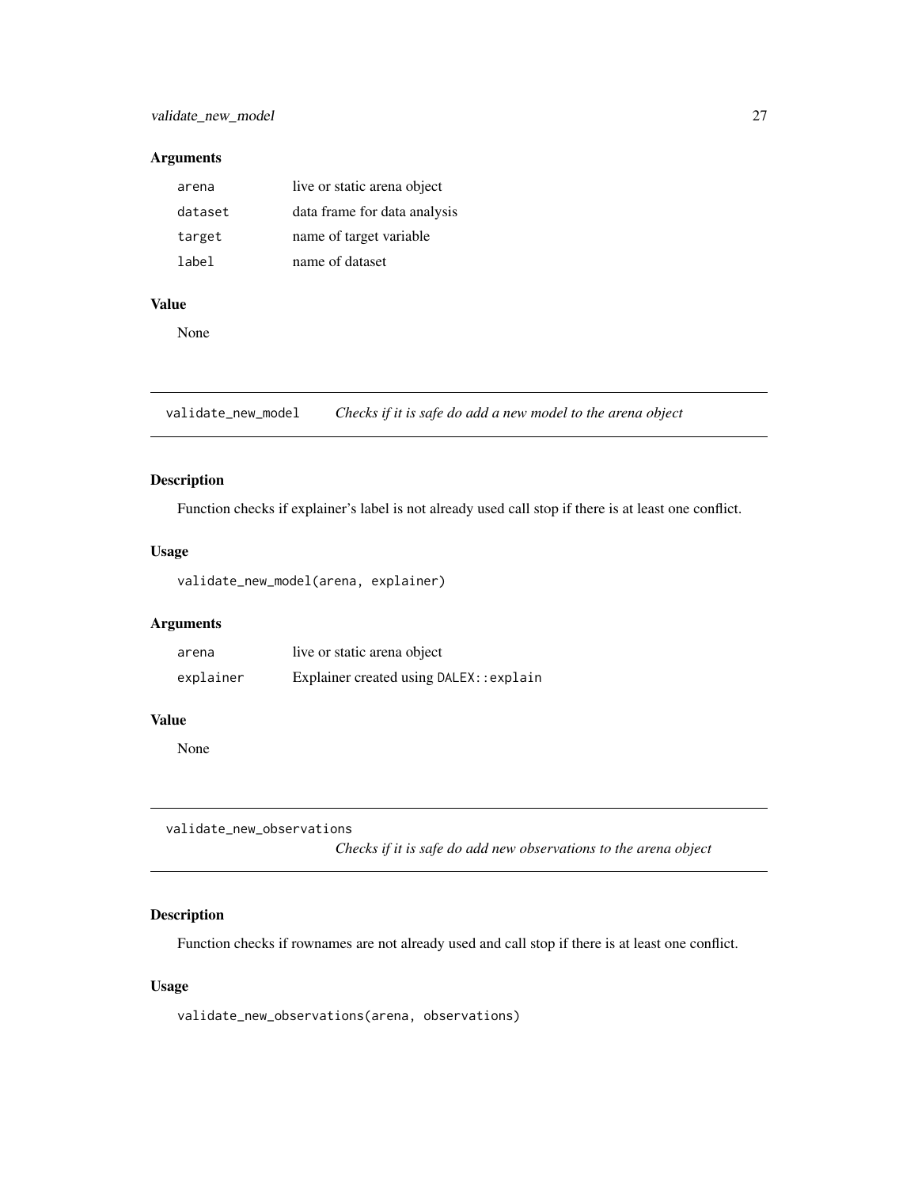## Arguments

| | |
|---|---|
| `arena` | live or static arena object |
| `dataset` | data frame for data analysis |
| `target` | name of target variable |
| `label` | name of dataset |

## Value

None

---

# validate_new_model — *Checks if it is safe do add a new model to the arena object*

## Description

Function checks if explainer's label is not already used call stop if there is at least one conflict.

## Usage

```
validate_new_model(arena, explainer)
```

## Arguments

| | |
|---|---|
| `arena` | live or static arena object |
| `explainer` | Explainer created using `DALEX::explain` |

## Value

None

---

# validate_new_observations — *Checks if it is safe do add new observations to the arena object*

## Description

Function checks if rownames are not already used and call stop if there is at least one conflict.

## Usage

```
validate_new_observations(arena, observations)
```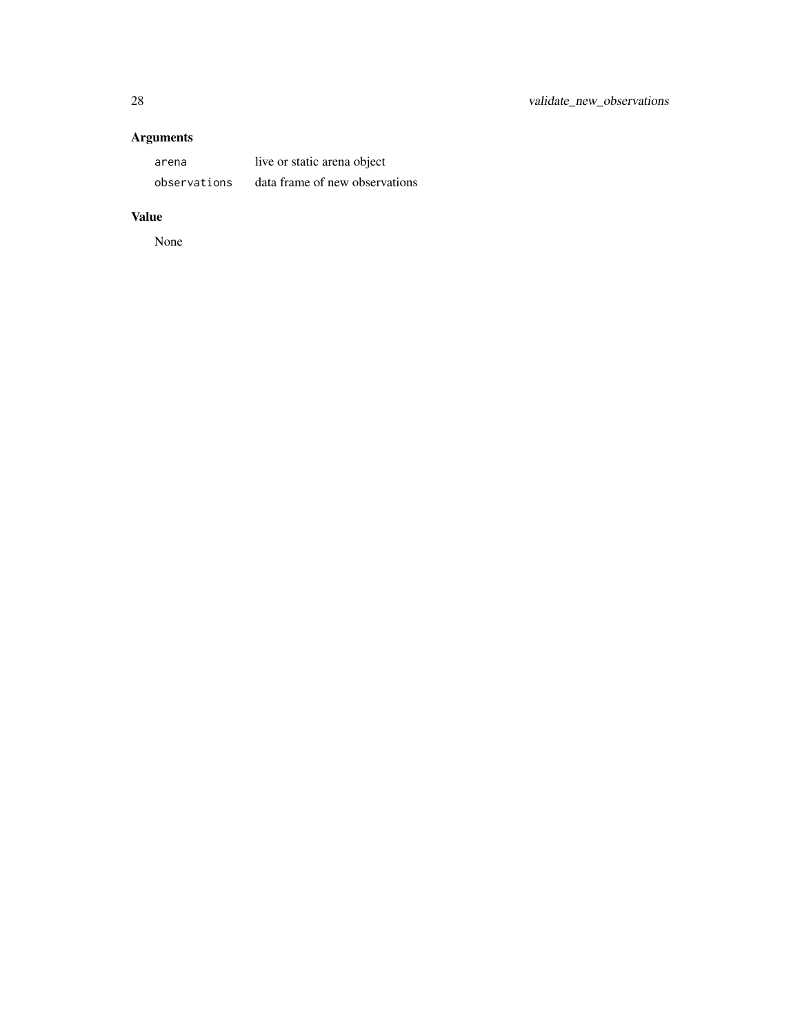## Arguments

| | |
|---|---|
| `arena` | live or static arena object |
| `observations` | data frame of new observations |

## Value

None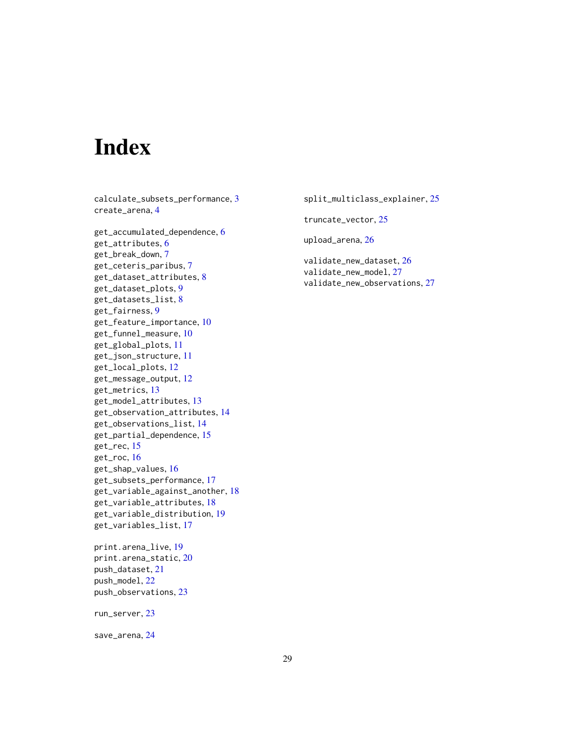# Index

calculate_subsets_performance, 3
create_arena, 4

get_accumulated_dependence, 6
get_attributes, 6
get_break_down, 7
get_ceteris_paribus, 7
get_dataset_attributes, 8
get_dataset_plots, 9
get_datasets_list, 8
get_fairness, 9
get_feature_importance, 10
get_funnel_measure, 10
get_global_plots, 11
get_json_structure, 11
get_local_plots, 12
get_message_output, 12
get_metrics, 13
get_model_attributes, 13
get_observation_attributes, 14
get_observations_list, 14
get_partial_dependence, 15
get_rec, 15
get_roc, 16
get_shap_values, 16
get_subsets_performance, 17
get_variable_against_another, 18
get_variable_attributes, 18
get_variable_distribution, 19
get_variables_list, 17

print.arena_live, 19
print.arena_static, 20
push_dataset, 21
push_model, 22
push_observations, 23

run_server, 23

save_arena, 24

split_multiclass_explainer, 25

truncate_vector, 25

upload_arena, 26

validate_new_dataset, 26
validate_new_model, 27
validate_new_observations, 27